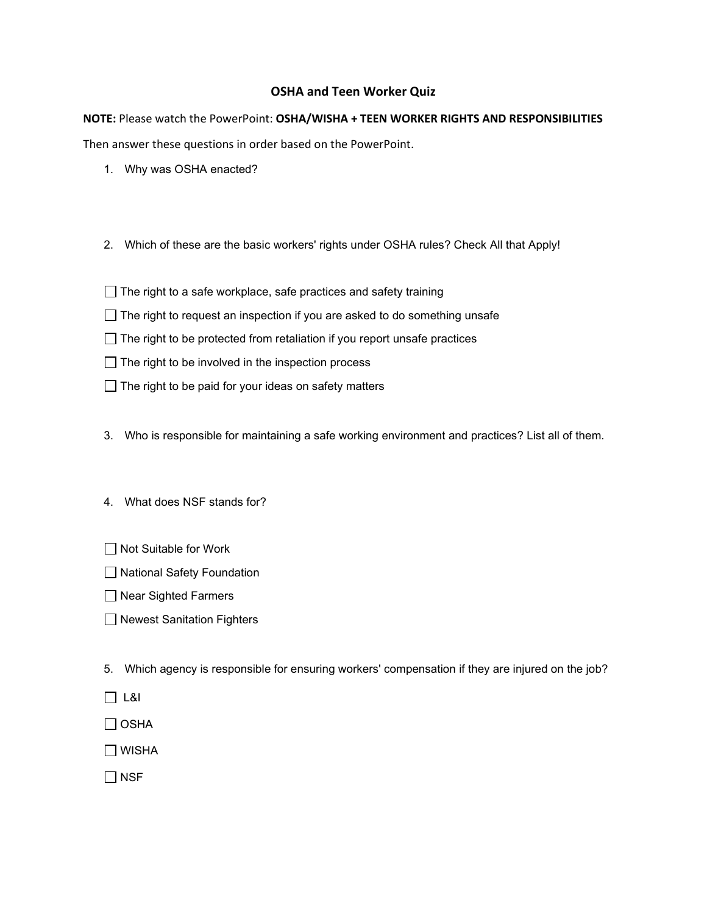# OSHA and Teen Worker Quiz

**NOTE:** Please watch the PowerPoint: **OSHA/WISHA + TEEN WORKER RIGHTS AND RESPONSIBILITIES**

Then answer these questions in order based on the PowerPoint.

1. Why was OSHA enacted?

2. Which of these are the basic workers' rights under OSHA rules? Check All that Apply!

- [ ] The right to a safe workplace, safe practices and safety training
- [ ] The right to request an inspection if you are asked to do something unsafe
- [ ] The right to be protected from retaliation if you report unsafe practices
- [ ] The right to be involved in the inspection process
- [ ] The right to be paid for your ideas on safety matters

3. Who is responsible for maintaining a safe working environment and practices? List all of them.

4. What does NSF stands for?

- [ ] Not Suitable for Work
- [ ] National Safety Foundation
- [ ] Near Sighted Farmers
- [ ] Newest Sanitation Fighters

5. Which agency is responsible for ensuring workers' compensation if they are injured on the job?

- [ ] L&I
- [ ] OSHA
- [ ] WISHA
- [ ] NSF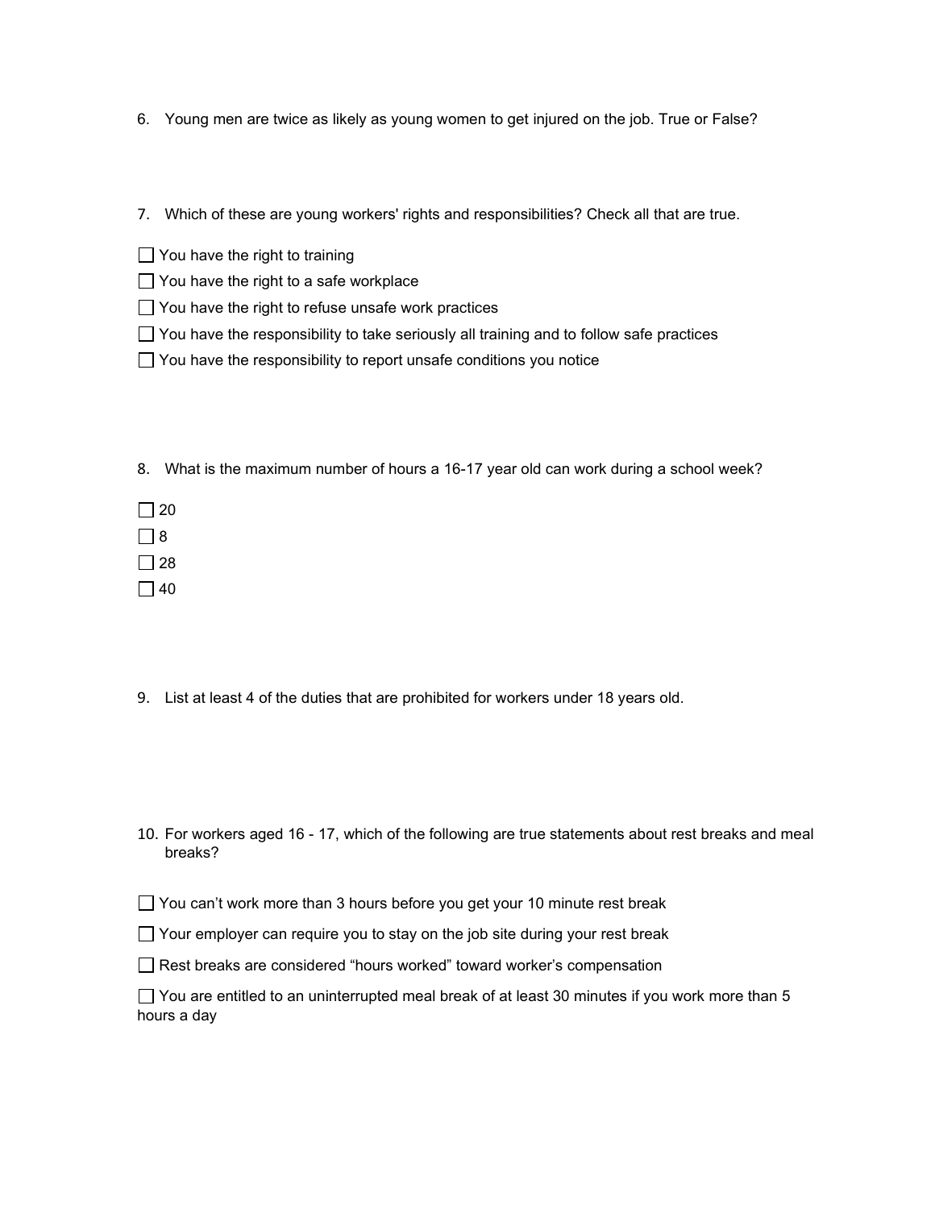6. Young men are twice as likely as young women to get injured on the job. True or False?

7. Which of these are young workers' rights and responsibilities? Check all that are true.

- [ ] You have the right to training
- [ ] You have the right to a safe workplace
- [ ] You have the right to refuse unsafe work practices
- [ ] You have the responsibility to take seriously all training and to follow safe practices
- [ ] You have the responsibility to report unsafe conditions you notice

8. What is the maximum number of hours a 16-17 year old can work during a school week?

- [ ] 20
- [ ] 8
- [ ] 28
- [ ] 40

9. List at least 4 of the duties that are prohibited for workers under 18 years old.

10. For workers aged 16 - 17, which of the following are true statements about rest breaks and meal breaks?

- [ ] You can't work more than 3 hours before you get your 10 minute rest break
- [ ] Your employer can require you to stay on the job site during your rest break
- [ ] Rest breaks are considered "hours worked" toward worker's compensation
- [ ] You are entitled to an uninterrupted meal break of at least 30 minutes if you work more than 5 hours a day